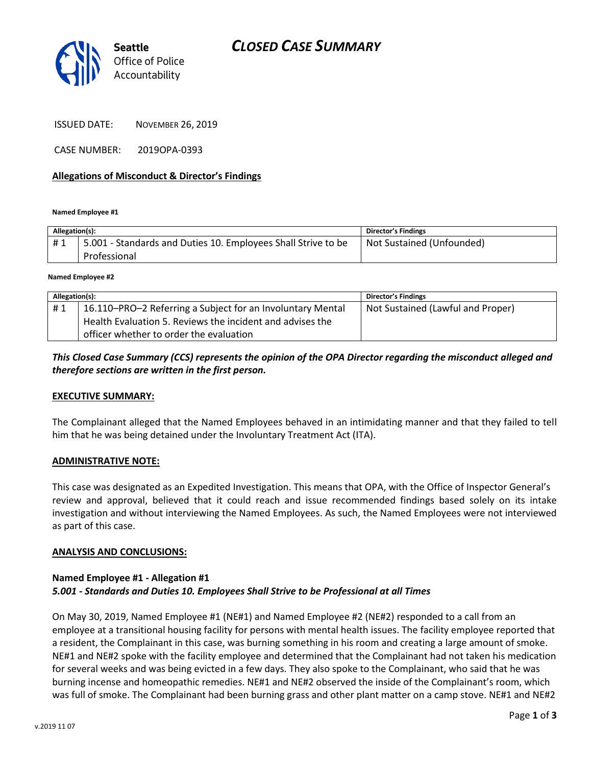Seattle Office of Police Accountability

# CLOSED CASE SUMMARY

ISSUED DATE: NOVEMBER 26, 2019

CASE NUMBER: 2019OPA-0393

## Allegations of Misconduct & Director's Findings

**Named Employee #1**

| Allegation(s): | | Director's Findings |
|---|---|---|
| # 1 | 5.001 - Standards and Duties 10. Employees Shall Strive to be Professional | Not Sustained (Unfounded) |

**Named Employee #2**

| Allegation(s): | | Director's Findings |
|---|---|---|
| # 1 | 16.110–PRO–2 Referring a Subject for an Involuntary Mental Health Evaluation 5. Reviews the incident and advises the officer whether to order the evaluation | Not Sustained (Lawful and Proper) |

***This Closed Case Summary (CCS) represents the opinion of the OPA Director regarding the misconduct alleged and therefore sections are written in the first person.***

### EXECUTIVE SUMMARY:

The Complainant alleged that the Named Employees behaved in an intimidating manner and that they failed to tell him that he was being detained under the Involuntary Treatment Act (ITA).

### ADMINISTRATIVE NOTE:

This case was designated as an Expedited Investigation. This means that OPA, with the Office of Inspector General's review and approval, believed that it could reach and issue recommended findings based solely on its intake investigation and without interviewing the Named Employees. As such, the Named Employees were not interviewed as part of this case.

### ANALYSIS AND CONCLUSIONS:

**Named Employee #1 - Allegation #1**
***5.001 - Standards and Duties 10. Employees Shall Strive to be Professional at all Times***

On May 30, 2019, Named Employee #1 (NE#1) and Named Employee #2 (NE#2) responded to a call from an employee at a transitional housing facility for persons with mental health issues. The facility employee reported that a resident, the Complainant in this case, was burning something in his room and creating a large amount of smoke. NE#1 and NE#2 spoke with the facility employee and determined that the Complainant had not taken his medication for several weeks and was being evicted in a few days. They also spoke to the Complainant, who said that he was burning incense and homeopathic remedies. NE#1 and NE#2 observed the inside of the Complainant's room, which was full of smoke. The Complainant had been burning grass and other plant matter on a camp stove. NE#1 and NE#2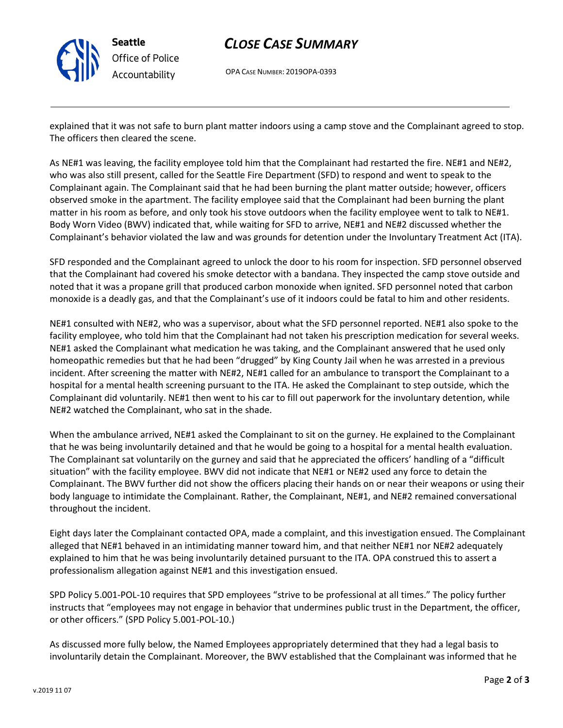explained that it was not safe to burn plant matter indoors using a camp stove and the Complainant agreed to stop. The officers then cleared the scene.

As NE#1 was leaving, the facility employee told him that the Complainant had restarted the fire. NE#1 and NE#2, who was also still present, called for the Seattle Fire Department (SFD) to respond and went to speak to the Complainant again. The Complainant said that he had been burning the plant matter outside; however, officers observed smoke in the apartment. The facility employee said that the Complainant had been burning the plant matter in his room as before, and only took his stove outdoors when the facility employee went to talk to NE#1. Body Worn Video (BWV) indicated that, while waiting for SFD to arrive, NE#1 and NE#2 discussed whether the Complainant's behavior violated the law and was grounds for detention under the Involuntary Treatment Act (ITA).

SFD responded and the Complainant agreed to unlock the door to his room for inspection. SFD personnel observed that the Complainant had covered his smoke detector with a bandana. They inspected the camp stove outside and noted that it was a propane grill that produced carbon monoxide when ignited. SFD personnel noted that carbon monoxide is a deadly gas, and that the Complainant's use of it indoors could be fatal to him and other residents.

NE#1 consulted with NE#2, who was a supervisor, about what the SFD personnel reported. NE#1 also spoke to the facility employee, who told him that the Complainant had not taken his prescription medication for several weeks. NE#1 asked the Complainant what medication he was taking, and the Complainant answered that he used only homeopathic remedies but that he had been "drugged" by King County Jail when he was arrested in a previous incident. After screening the matter with NE#2, NE#1 called for an ambulance to transport the Complainant to a hospital for a mental health screening pursuant to the ITA. He asked the Complainant to step outside, which the Complainant did voluntarily. NE#1 then went to his car to fill out paperwork for the involuntary detention, while NE#2 watched the Complainant, who sat in the shade.

When the ambulance arrived, NE#1 asked the Complainant to sit on the gurney. He explained to the Complainant that he was being involuntarily detained and that he would be going to a hospital for a mental health evaluation. The Complainant sat voluntarily on the gurney and said that he appreciated the officers' handling of a "difficult situation" with the facility employee. BWV did not indicate that NE#1 or NE#2 used any force to detain the Complainant. The BWV further did not show the officers placing their hands on or near their weapons or using their body language to intimidate the Complainant. Rather, the Complainant, NE#1, and NE#2 remained conversational throughout the incident.

Eight days later the Complainant contacted OPA, made a complaint, and this investigation ensued. The Complainant alleged that NE#1 behaved in an intimidating manner toward him, and that neither NE#1 nor NE#2 adequately explained to him that he was being involuntarily detained pursuant to the ITA. OPA construed this to assert a professionalism allegation against NE#1 and this investigation ensued.

SPD Policy 5.001-POL-10 requires that SPD employees "strive to be professional at all times." The policy further instructs that "employees may not engage in behavior that undermines public trust in the Department, the officer, or other officers." (SPD Policy 5.001-POL-10.)

As discussed more fully below, the Named Employees appropriately determined that they had a legal basis to involuntarily detain the Complainant. Moreover, the BWV established that the Complainant was informed that he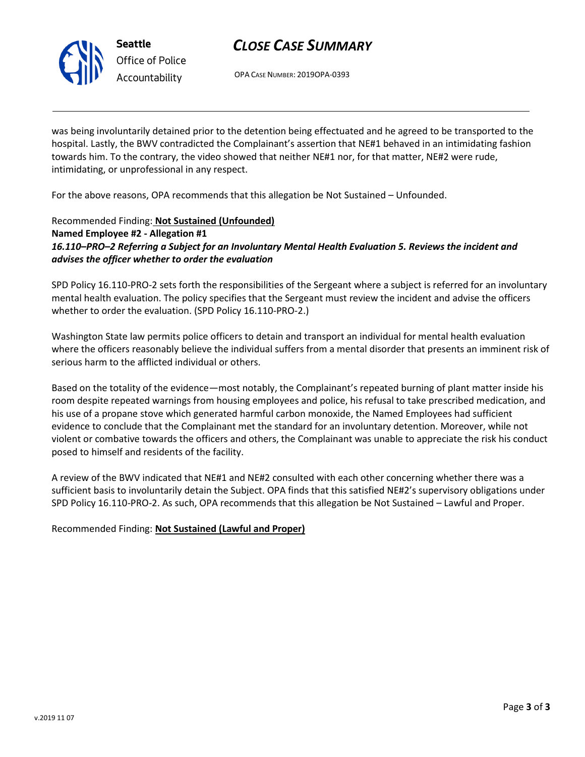was being involuntarily detained prior to the detention being effectuated and he agreed to be transported to the hospital. Lastly, the BWV contradicted the Complainant's assertion that NE#1 behaved in an intimidating fashion towards him. To the contrary, the video showed that neither NE#1 nor, for that matter, NE#2 were rude, intimidating, or unprofessional in any respect.

For the above reasons, OPA recommends that this allegation be Not Sustained – Unfounded.

Recommended Finding: **Not Sustained (Unfounded)**

**Named Employee #2 - Allegation #1**

***16.110–PRO–2 Referring a Subject for an Involuntary Mental Health Evaluation 5. Reviews the incident and advises the officer whether to order the evaluation***

SPD Policy 16.110-PRO-2 sets forth the responsibilities of the Sergeant where a subject is referred for an involuntary mental health evaluation. The policy specifies that the Sergeant must review the incident and advise the officers whether to order the evaluation. (SPD Policy 16.110-PRO-2.)

Washington State law permits police officers to detain and transport an individual for mental health evaluation where the officers reasonably believe the individual suffers from a mental disorder that presents an imminent risk of serious harm to the afflicted individual or others.

Based on the totality of the evidence—most notably, the Complainant's repeated burning of plant matter inside his room despite repeated warnings from housing employees and police, his refusal to take prescribed medication, and his use of a propane stove which generated harmful carbon monoxide, the Named Employees had sufficient evidence to conclude that the Complainant met the standard for an involuntary detention. Moreover, while not violent or combative towards the officers and others, the Complainant was unable to appreciate the risk his conduct posed to himself and residents of the facility.

A review of the BWV indicated that NE#1 and NE#2 consulted with each other concerning whether there was a sufficient basis to involuntarily detain the Subject. OPA finds that this satisfied NE#2's supervisory obligations under SPD Policy 16.110-PRO-2. As such, OPA recommends that this allegation be Not Sustained – Lawful and Proper.

Recommended Finding: **Not Sustained (Lawful and Proper)**